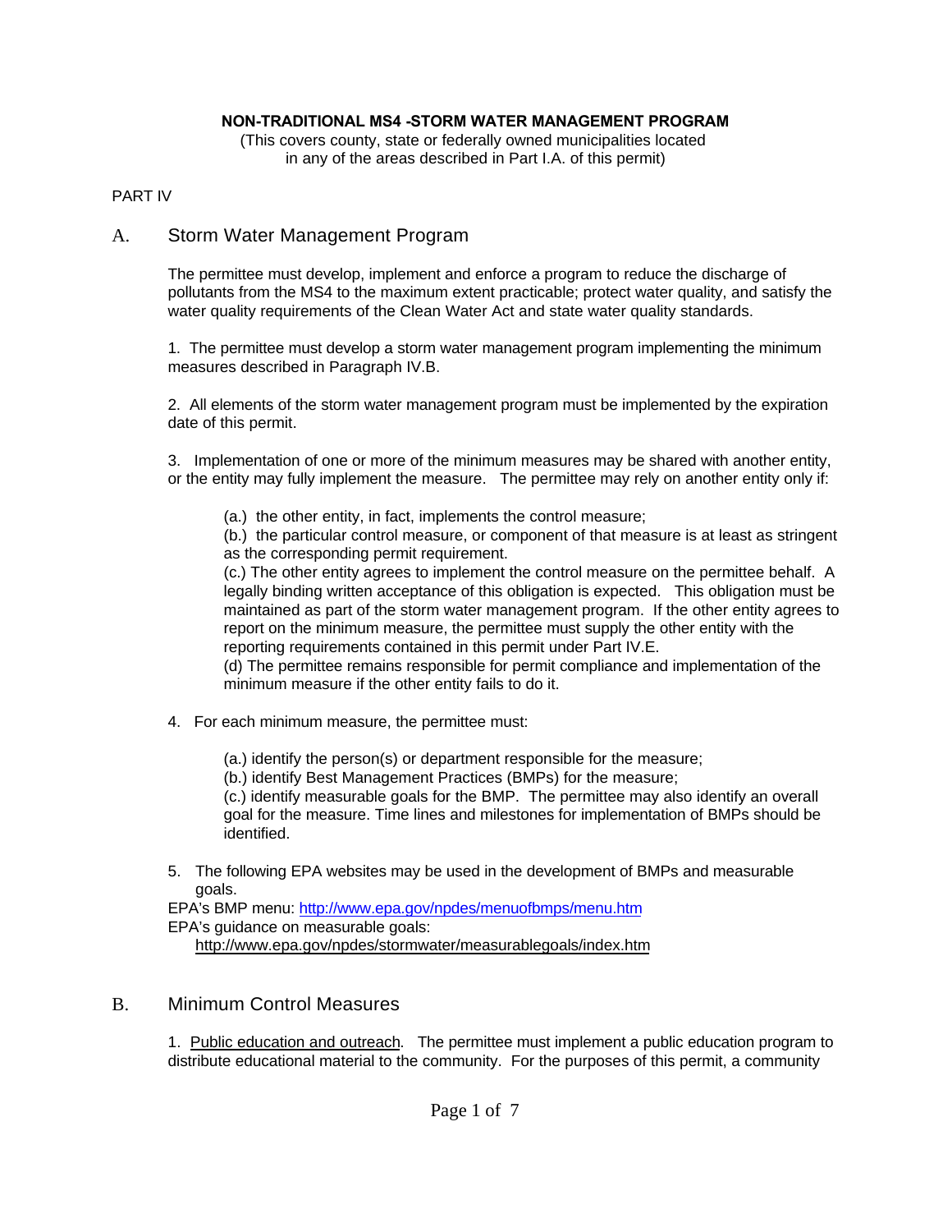**NON-TRADITIONAL MS4 -STORM WATER MANAGEMENT PROGRAM**

(This covers county, state or federally owned municipalities located in any of the areas described in Part I.A. of this permit)

PART IV

## A. Storm Water Management Program

The permittee must develop, implement and enforce a program to reduce the discharge of pollutants from the MS4 to the maximum extent practicable; protect water quality, and satisfy the water quality requirements of the Clean Water Act and state water quality standards.

1. The permittee must develop a storm water management program implementing the minimum measures described in Paragraph IV.B.

2. All elements of the storm water management program must be implemented by the expiration date of this permit.

3. Implementation of one or more of the minimum measures may be shared with another entity, or the entity may fully implement the measure. The permittee may rely on another entity only if:

   (a.) the other entity, in fact, implements the control measure;
   (b.) the particular control measure, or component of that measure is at least as stringent as the corresponding permit requirement.
   (c.) The other entity agrees to implement the control measure on the permittee behalf. A legally binding written acceptance of this obligation is expected. This obligation must be maintained as part of the storm water management program. If the other entity agrees to report on the minimum measure, the permittee must supply the other entity with the reporting requirements contained in this permit under Part IV.E.
   (d) The permittee remains responsible for permit compliance and implementation of the minimum measure if the other entity fails to do it.

4. For each minimum measure, the permittee must:

   (a.) identify the person(s) or department responsible for the measure;
   (b.) identify Best Management Practices (BMPs) for the measure;
   (c.) identify measurable goals for the BMP. The permittee may also identify an overall goal for the measure. Time lines and milestones for implementation of BMPs should be identified.

5. The following EPA websites may be used in the development of BMPs and measurable goals.

EPA's BMP menu: http://www.epa.gov/npdes/menuofbmps/menu.htm
EPA's guidance on measurable goals:
http://www.epa.gov/npdes/stormwater/measurablegoals/index.htm

## B. Minimum Control Measures

1. Public education and outreach. The permittee must implement a public education program to distribute educational material to the community. For the purposes of this permit, a community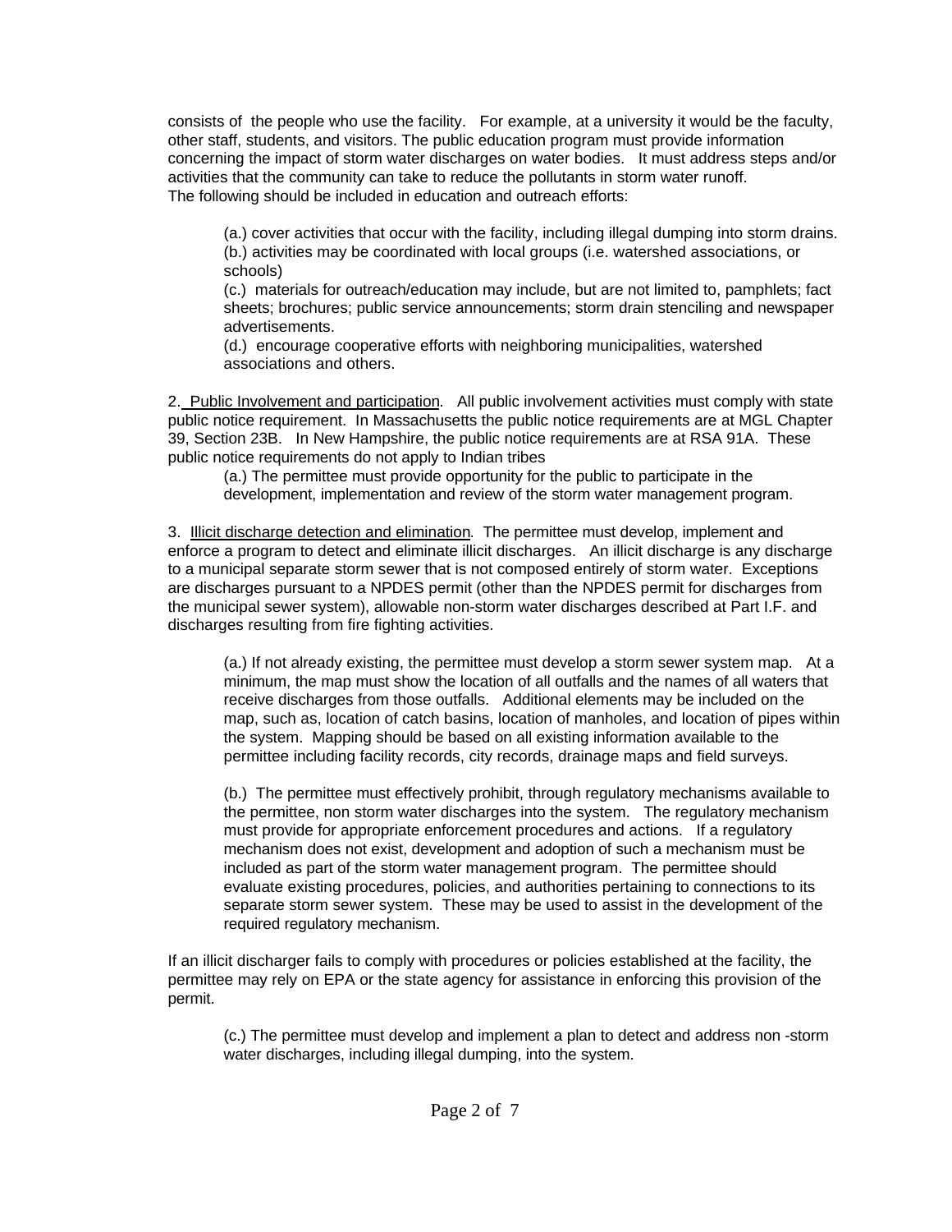consists of the people who use the facility. For example, at a university it would be the faculty, other staff, students, and visitors. The public education program must provide information concerning the impact of storm water discharges on water bodies. It must address steps and/or activities that the community can take to reduce the pollutants in storm water runoff.
The following should be included in education and outreach efforts:

(a.) cover activities that occur with the facility, including illegal dumping into storm drains.
(b.) activities may be coordinated with local groups (i.e. watershed associations, or schools)
(c.) materials for outreach/education may include, but are not limited to, pamphlets; fact sheets; brochures; public service announcements; storm drain stenciling and newspaper advertisements.
(d.) encourage cooperative efforts with neighboring municipalities, watershed associations and others.

2. <u>Public Involvement and participation</u>. All public involvement activities must comply with state public notice requirement. In Massachusetts the public notice requirements are at MGL Chapter 39, Section 23B. In New Hampshire, the public notice requirements are at RSA 91A. These public notice requirements do not apply to Indian tribes

(a.) The permittee must provide opportunity for the public to participate in the development, implementation and review of the storm water management program.

3. <u>Illicit discharge detection and elimination</u>. The permittee must develop, implement and enforce a program to detect and eliminate illicit discharges. An illicit discharge is any discharge to a municipal separate storm sewer that is not composed entirely of storm water. Exceptions are discharges pursuant to a NPDES permit (other than the NPDES permit for discharges from the municipal sewer system), allowable non-storm water discharges described at Part I.F. and discharges resulting from fire fighting activities.

(a.) If not already existing, the permittee must develop a storm sewer system map. At a minimum, the map must show the location of all outfalls and the names of all waters that receive discharges from those outfalls. Additional elements may be included on the map, such as, location of catch basins, location of manholes, and location of pipes within the system. Mapping should be based on all existing information available to the permittee including facility records, city records, drainage maps and field surveys.

(b.) The permittee must effectively prohibit, through regulatory mechanisms available to the permittee, non storm water discharges into the system. The regulatory mechanism must provide for appropriate enforcement procedures and actions. If a regulatory mechanism does not exist, development and adoption of such a mechanism must be included as part of the storm water management program. The permittee should evaluate existing procedures, policies, and authorities pertaining to connections to its separate storm sewer system. These may be used to assist in the development of the required regulatory mechanism.

If an illicit discharger fails to comply with procedures or policies established at the facility, the permittee may rely on EPA or the state agency for assistance in enforcing this provision of the permit.

(c.) The permittee must develop and implement a plan to detect and address non -storm water discharges, including illegal dumping, into the system.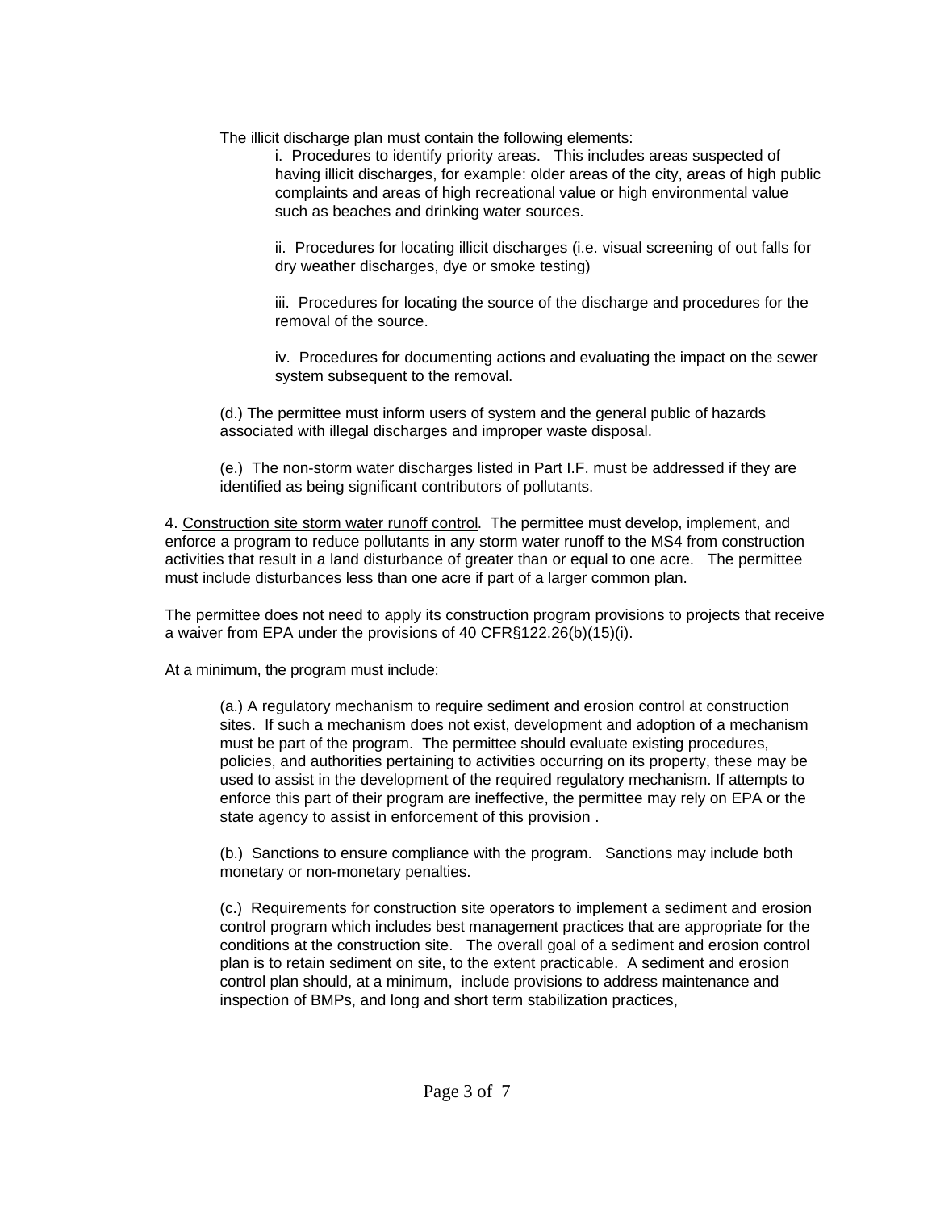The illicit discharge plan must contain the following elements:

i. Procedures to identify priority areas. This includes areas suspected of having illicit discharges, for example: older areas of the city, areas of high public complaints and areas of high recreational value or high environmental value such as beaches and drinking water sources.

ii. Procedures for locating illicit discharges (i.e. visual screening of out falls for dry weather discharges, dye or smoke testing)

iii. Procedures for locating the source of the discharge and procedures for the removal of the source.

iv. Procedures for documenting actions and evaluating the impact on the sewer system subsequent to the removal.

(d.) The permittee must inform users of system and the general public of hazards associated with illegal discharges and improper waste disposal.

(e.) The non-storm water discharges listed in Part I.F. must be addressed if they are identified as being significant contributors of pollutants.

4. Construction site storm water runoff control. The permittee must develop, implement, and enforce a program to reduce pollutants in any storm water runoff to the MS4 from construction activities that result in a land disturbance of greater than or equal to one acre. The permittee must include disturbances less than one acre if part of a larger common plan.

The permittee does not need to apply its construction program provisions to projects that receive a waiver from EPA under the provisions of 40 CFR§122.26(b)(15)(i).

At a minimum, the program must include:

(a.) A regulatory mechanism to require sediment and erosion control at construction sites. If such a mechanism does not exist, development and adoption of a mechanism must be part of the program. The permittee should evaluate existing procedures, policies, and authorities pertaining to activities occurring on its property, these may be used to assist in the development of the required regulatory mechanism. If attempts to enforce this part of their program are ineffective, the permittee may rely on EPA or the state agency to assist in enforcement of this provision .

(b.) Sanctions to ensure compliance with the program. Sanctions may include both monetary or non-monetary penalties.

(c.) Requirements for construction site operators to implement a sediment and erosion control program which includes best management practices that are appropriate for the conditions at the construction site. The overall goal of a sediment and erosion control plan is to retain sediment on site, to the extent practicable. A sediment and erosion control plan should, at a minimum, include provisions to address maintenance and inspection of BMPs, and long and short term stabilization practices,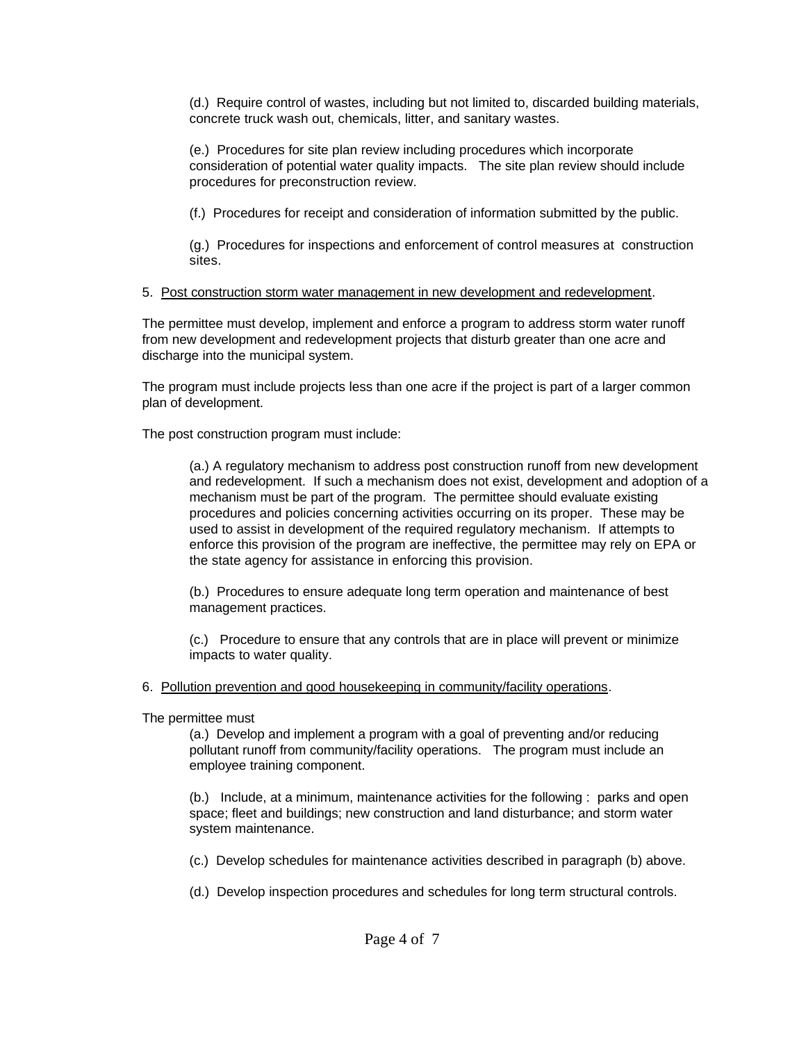(d.) Require control of wastes, including but not limited to, discarded building materials, concrete truck wash out, chemicals, litter, and sanitary wastes.

(e.) Procedures for site plan review including procedures which incorporate consideration of potential water quality impacts. The site plan review should include procedures for preconstruction review.

(f.) Procedures for receipt and consideration of information submitted by the public.

(g.) Procedures for inspections and enforcement of control measures at construction sites.

5. <u>Post construction storm water management in new development and redevelopment</u>.

The permittee must develop, implement and enforce a program to address storm water runoff from new development and redevelopment projects that disturb greater than one acre and discharge into the municipal system.

The program must include projects less than one acre if the project is part of a larger common plan of development.

The post construction program must include:

(a.) A regulatory mechanism to address post construction runoff from new development and redevelopment. If such a mechanism does not exist, development and adoption of a mechanism must be part of the program. The permittee should evaluate existing procedures and policies concerning activities occurring on its proper. These may be used to assist in development of the required regulatory mechanism. If attempts to enforce this provision of the program are ineffective, the permittee may rely on EPA or the state agency for assistance in enforcing this provision.

(b.) Procedures to ensure adequate long term operation and maintenance of best management practices.

(c.) Procedure to ensure that any controls that are in place will prevent or minimize impacts to water quality.

6. <u>Pollution prevention and good housekeeping in community/facility operations</u>.

The permittee must

(a.) Develop and implement a program with a goal of preventing and/or reducing pollutant runoff from community/facility operations. The program must include an employee training component.

(b.) Include, at a minimum, maintenance activities for the following : parks and open space; fleet and buildings; new construction and land disturbance; and storm water system maintenance.

(c.) Develop schedules for maintenance activities described in paragraph (b) above.

(d.) Develop inspection procedures and schedules for long term structural controls.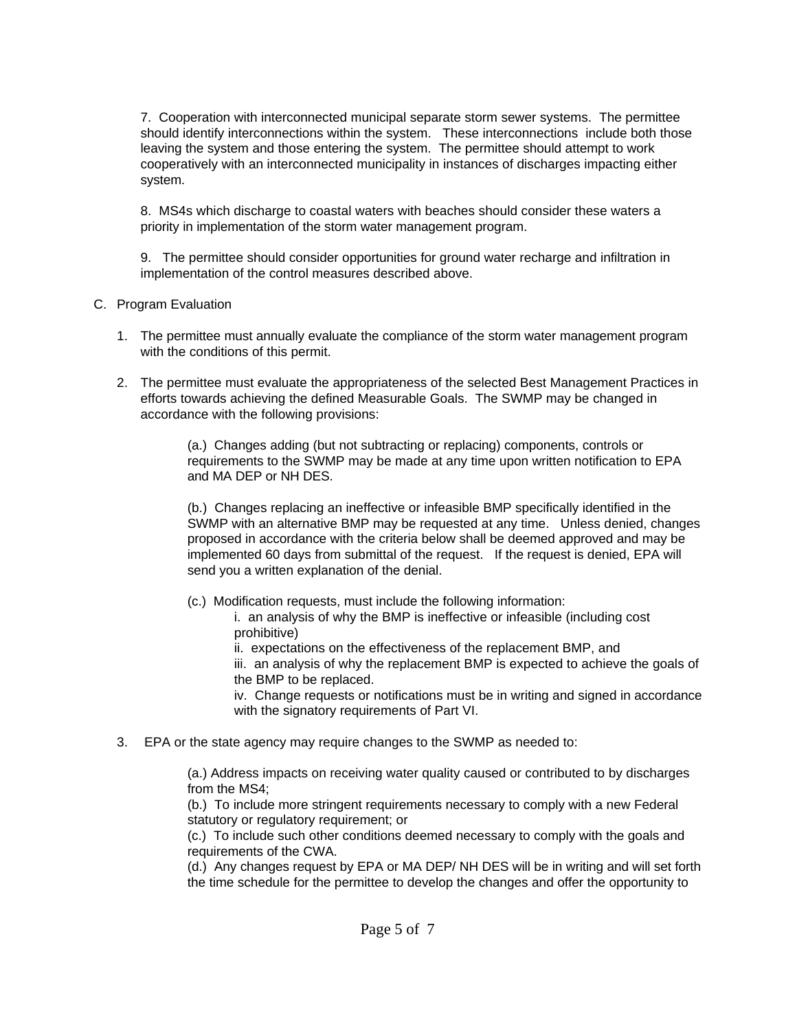7. Cooperation with interconnected municipal separate storm sewer systems. The permittee should identify interconnections within the system. These interconnections include both those leaving the system and those entering the system. The permittee should attempt to work cooperatively with an interconnected municipality in instances of discharges impacting either system.

8. MS4s which discharge to coastal waters with beaches should consider these waters a priority in implementation of the storm water management program.

9. The permittee should consider opportunities for ground water recharge and infiltration in implementation of the control measures described above.

C. Program Evaluation

1. The permittee must annually evaluate the compliance of the storm water management program with the conditions of this permit.

2. The permittee must evaluate the appropriateness of the selected Best Management Practices in efforts towards achieving the defined Measurable Goals. The SWMP may be changed in accordance with the following provisions:

   (a.) Changes adding (but not subtracting or replacing) components, controls or requirements to the SWMP may be made at any time upon written notification to EPA and MA DEP or NH DES.

   (b.) Changes replacing an ineffective or infeasible BMP specifically identified in the SWMP with an alternative BMP may be requested at any time. Unless denied, changes proposed in accordance with the criteria below shall be deemed approved and may be implemented 60 days from submittal of the request. If the request is denied, EPA will send you a written explanation of the denial.

   (c.) Modification requests, must include the following information:
   i. an analysis of why the BMP is ineffective or infeasible (including cost prohibitive)
   ii. expectations on the effectiveness of the replacement BMP, and
   iii. an analysis of why the replacement BMP is expected to achieve the goals of the BMP to be replaced.
   iv. Change requests or notifications must be in writing and signed in accordance with the signatory requirements of Part VI.

3. EPA or the state agency may require changes to the SWMP as needed to:

   (a.) Address impacts on receiving water quality caused or contributed to by discharges from the MS4;
   (b.) To include more stringent requirements necessary to comply with a new Federal statutory or regulatory requirement; or
   (c.) To include such other conditions deemed necessary to comply with the goals and requirements of the CWA.
   (d.) Any changes request by EPA or MA DEP/ NH DES will be in writing and will set forth the time schedule for the permittee to develop the changes and offer the opportunity to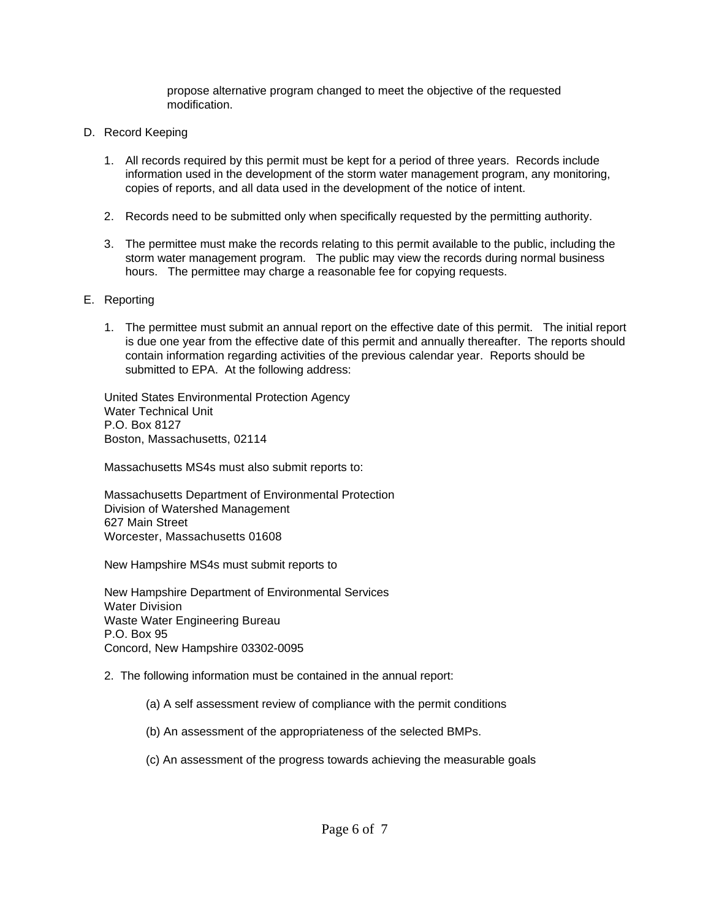propose alternative program changed to meet the objective of the requested modification.

D. Record Keeping

1. All records required by this permit must be kept for a period of three years. Records include information used in the development of the storm water management program, any monitoring, copies of reports, and all data used in the development of the notice of intent.

2. Records need to be submitted only when specifically requested by the permitting authority.

3. The permittee must make the records relating to this permit available to the public, including the storm water management program. The public may view the records during normal business hours. The permittee may charge a reasonable fee for copying requests.

E. Reporting

1. The permittee must submit an annual report on the effective date of this permit. The initial report is due one year from the effective date of this permit and annually thereafter. The reports should contain information regarding activities of the previous calendar year. Reports should be submitted to EPA. At the following address:

United States Environmental Protection Agency
Water Technical Unit
P.O. Box 8127
Boston, Massachusetts, 02114

Massachusetts MS4s must also submit reports to:

Massachusetts Department of Environmental Protection
Division of Watershed Management
627 Main Street
Worcester, Massachusetts 01608

New Hampshire MS4s must submit reports to

New Hampshire Department of Environmental Services
Water Division
Waste Water Engineering Bureau
P.O. Box 95
Concord, New Hampshire 03302-0095

2. The following information must be contained in the annual report:

   (a) A self assessment review of compliance with the permit conditions

   (b) An assessment of the appropriateness of the selected BMPs.

   (c) An assessment of the progress towards achieving the measurable goals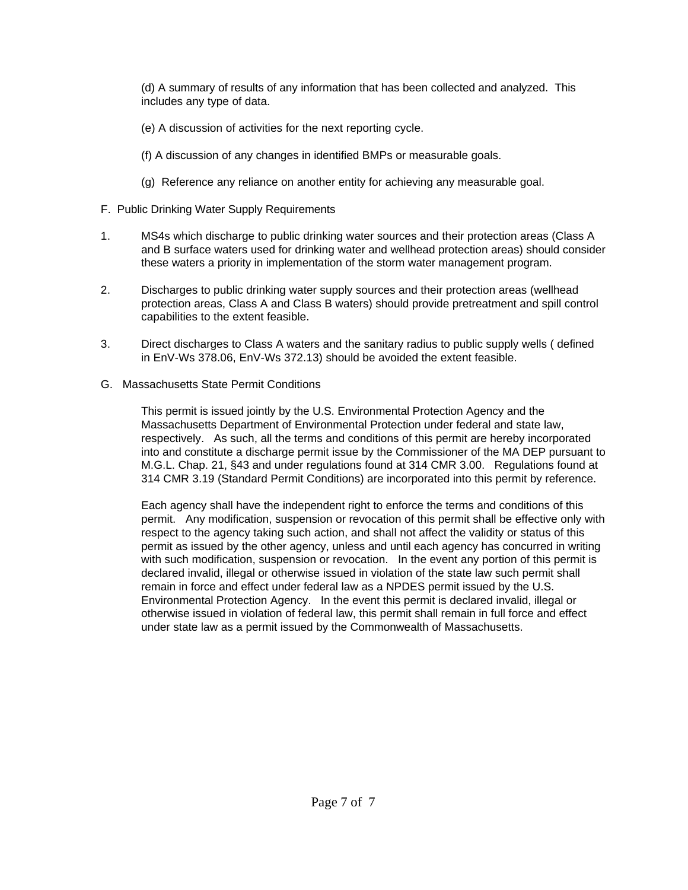(d) A summary of results of any information that has been collected and analyzed. This includes any type of data.

(e) A discussion of activities for the next reporting cycle.

(f) A discussion of any changes in identified BMPs or measurable goals.

(g) Reference any reliance on another entity for achieving any measurable goal.

F. Public Drinking Water Supply Requirements

1. MS4s which discharge to public drinking water sources and their protection areas (Class A and B surface waters used for drinking water and wellhead protection areas) should consider these waters a priority in implementation of the storm water management program.

2. Discharges to public drinking water supply sources and their protection areas (wellhead protection areas, Class A and Class B waters) should provide pretreatment and spill control capabilities to the extent feasible.

3. Direct discharges to Class A waters and the sanitary radius to public supply wells ( defined in EnV-Ws 378.06, EnV-Ws 372.13) should be avoided the extent feasible.

G. Massachusetts State Permit Conditions

This permit is issued jointly by the U.S. Environmental Protection Agency and the Massachusetts Department of Environmental Protection under federal and state law, respectively. As such, all the terms and conditions of this permit are hereby incorporated into and constitute a discharge permit issue by the Commissioner of the MA DEP pursuant to M.G.L. Chap. 21, §43 and under regulations found at 314 CMR 3.00. Regulations found at 314 CMR 3.19 (Standard Permit Conditions) are incorporated into this permit by reference.

Each agency shall have the independent right to enforce the terms and conditions of this permit. Any modification, suspension or revocation of this permit shall be effective only with respect to the agency taking such action, and shall not affect the validity or status of this permit as issued by the other agency, unless and until each agency has concurred in writing with such modification, suspension or revocation. In the event any portion of this permit is declared invalid, illegal or otherwise issued in violation of the state law such permit shall remain in force and effect under federal law as a NPDES permit issued by the U.S. Environmental Protection Agency. In the event this permit is declared invalid, illegal or otherwise issued in violation of federal law, this permit shall remain in full force and effect under state law as a permit issued by the Commonwealth of Massachusetts.